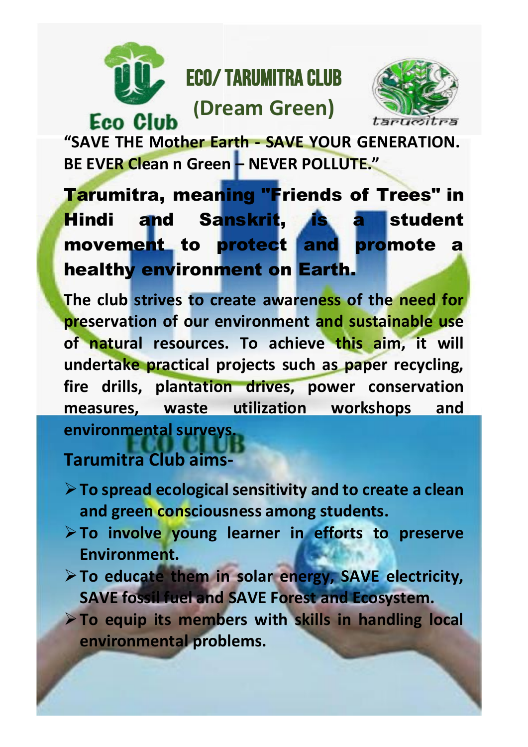Eco Club

# ECO/ TARUMITRA CLUB

## (Dream Green)

tarumitra

**"SAVE THE Mother Earth - SAVE YOUR GENERATION. BE EVER Clean n Green – NEVER POLLUTE."**

**Tarumitra, meaning "Friends of Trees" in Hindi and Sanskrit, is a student movement to protect and promote a healthy environment on Earth.**

**The club strives to create awareness of the need for preservation of our environment and sustainable use of natural resources. To achieve this aim, it will undertake practical projects such as paper recycling, fire drills, plantation drives, power conservation measures, waste utilization workshops and environmental surveys.**

**Tarumitra Club aims-**

- **To spread ecological sensitivity and to create a clean and green consciousness among students.**
- **To involve young learner in efforts to preserve Environment.**
- **To educate them in solar energy, SAVE electricity, SAVE fossil fuel and SAVE Forest and Ecosystem.**
- **To equip its members with skills in handling local environmental problems.**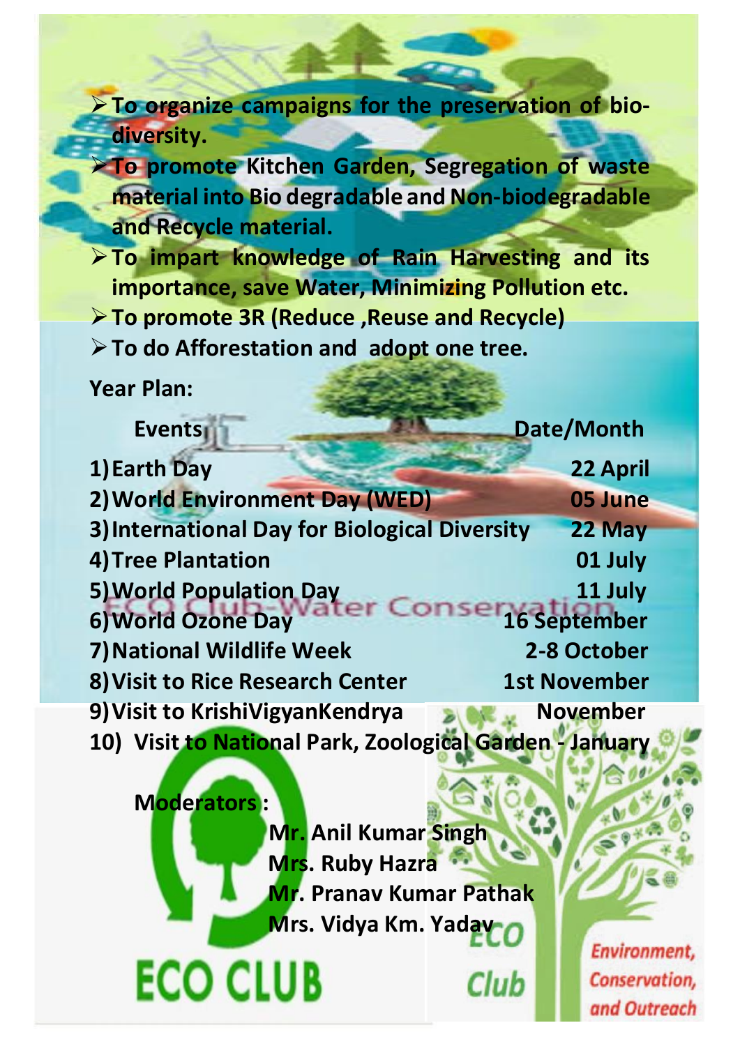- To organize campaigns for the preservation of bio-diversity.
- To promote Kitchen Garden, Segregation of waste material into Bio degradable and Non-biodegradable and Recycle material.
- To impart knowledge of Rain Harvesting and its importance, save Water, Minimizing Pollution etc.
- To promote 3R (Reduce ,Reuse and Recycle)
- To do Afforestation and adopt one tree.

**Year Plan:**

| Events | Date/Month |
|---|---|
| 1) Earth Day | 22 April |
| 2) World Environment Day (WED) | 05 June |
| 3) International Day for Biological Diversity | 22 May |
| 4) Tree Plantation | 01 July |
| 5) World Population Day | 11 July |
| 6) World Ozone Day | 16 September |
| 7) National Wildlife Week | 2-8 October |
| 8) Visit to Rice Research Center | 1st November |
| 9) Visit to KrishiVigyanKendrya | November |
| 10) Visit to National Park, Zoological Garden | January |

ECO Club-Water Conservation

**Moderators :**

**Mr. Anil Kumar Singh**
**Mrs. Ruby Hazra**
**Mr. Pranav Kumar Pathak**
**Mrs. Vidya Km. Yadav**

ECO CLUB

ECO Club

Environment, Conservation, and Outreach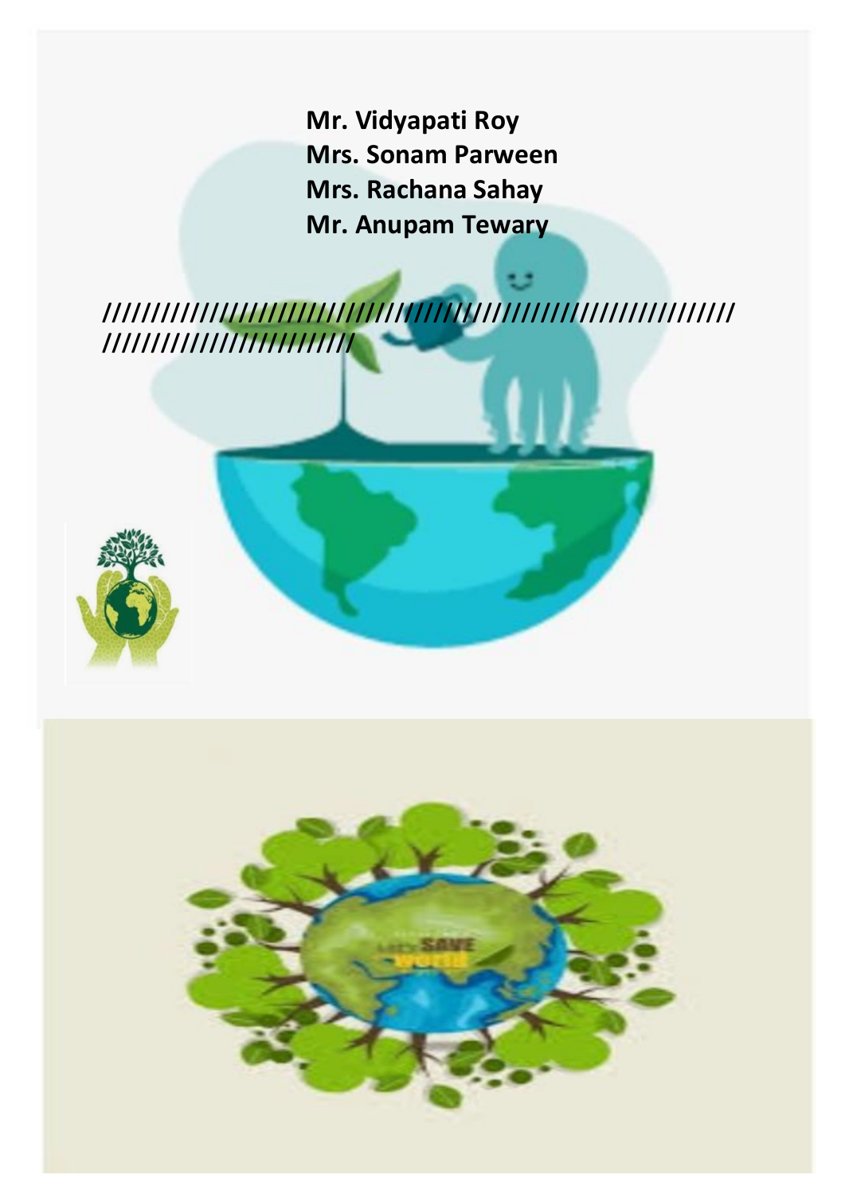**Mr. Vidyapati Roy**
**Mrs. Sonam Parween**
**Mrs. Rachana Sahay**
**Mr. Anupam Tewary**

**///////////////////////////////////////////////////////////////////////////////////////////**